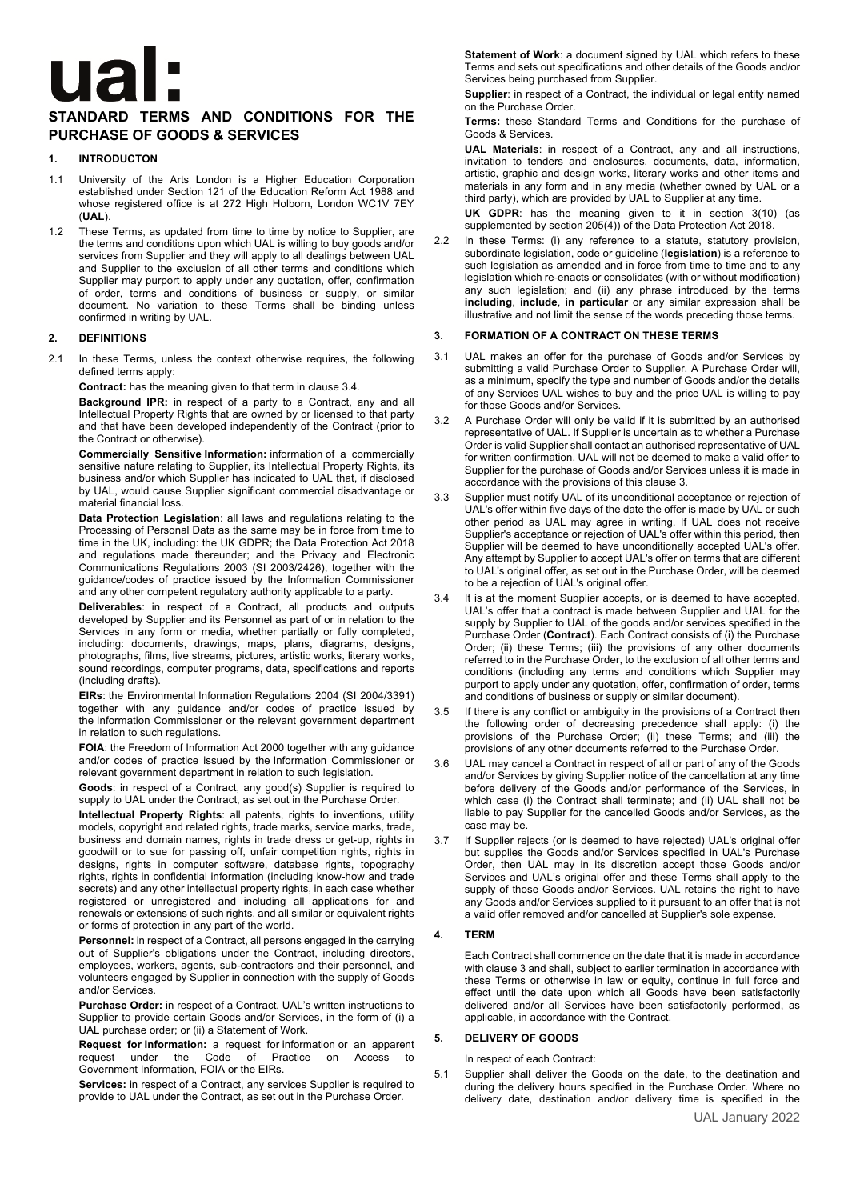# ual:

# STANDARD TERMS AND CONDITIONS FOR THE PURCHASE OF GOODS & SERVICES

## 1. INTRODUCTON

1.1 University of the Arts London is a Higher Education Corporation established under Section 121 of the Education Reform Act 1988 and whose registered office is at 272 High Holborn, London WC1V 7EY (**UAL**).

1.2 These Terms, as updated from time to time by notice to Supplier, are the terms and conditions upon which UAL is willing to buy goods and/or services from Supplier and they will apply to all dealings between UAL and Supplier to the exclusion of all other terms and conditions which Supplier may purport to apply under any quotation, offer, confirmation of order, terms and conditions of business or supply, or similar document. No variation to these Terms shall be binding unless confirmed in writing by UAL.

## 2. DEFINITIONS

2.1 In these Terms, unless the context otherwise requires, the following defined terms apply:

**Contract:** has the meaning given to that term in clause 3.4.

**Background IPR:** in respect of a party to a Contract, any and all Intellectual Property Rights that are owned by or licensed to that party and that have been developed independently of the Contract (prior to the Contract or otherwise).

**Commercially Sensitive Information:** information of a commercially sensitive nature relating to Supplier, its Intellectual Property Rights, its business and/or which Supplier has indicated to UAL that, if disclosed by UAL, would cause Supplier significant commercial disadvantage or material financial loss.

**Data Protection Legislation**: all laws and regulations relating to the Processing of Personal Data as the same may be in force from time to time in the UK, including: the UK GDPR; the Data Protection Act 2018 and regulations made thereunder; and the Privacy and Electronic Communications Regulations 2003 (SI 2003/2426), together with the guidance/codes of practice issued by the Information Commissioner and any other competent regulatory authority applicable to a party.

**Deliverables**: in respect of a Contract, all products and outputs developed by Supplier and its Personnel as part of or in relation to the Services in any form or media, whether partially or fully completed, including: documents, drawings, maps, plans, diagrams, designs, photographs, films, live streams, pictures, artistic works, literary works, sound recordings, computer programs, data, specifications and reports (including drafts).

**EIRs**: the Environmental Information Regulations 2004 (SI 2004/3391) together with any guidance and/or codes of practice issued by the Information Commissioner or the relevant government department in relation to such regulations.

**FOIA**: the Freedom of Information Act 2000 together with any guidance and/or codes of practice issued by the Information Commissioner or relevant government department in relation to such legislation.

**Goods**: in respect of a Contract, any good(s) Supplier is required to supply to UAL under the Contract, as set out in the Purchase Order.

**Intellectual Property Rights**: all patents, rights to inventions, utility models, copyright and related rights, trade marks, service marks, trade, business and domain names, rights in trade dress or get-up, rights in goodwill or to sue for passing off, unfair competition rights, rights in designs, rights in computer software, database rights, topography rights, rights in confidential information (including know-how and trade secrets) and any other intellectual property rights, in each case whether registered or unregistered and including all applications for and renewals or extensions of such rights, and all similar or equivalent rights or forms of protection in any part of the world.

**Personnel:** in respect of a Contract, all persons engaged in the carrying out of Supplier's obligations under the Contract, including directors, employees, workers, agents, sub-contractors and their personnel, and volunteers engaged by Supplier in connection with the supply of Goods and/or Services.

**Purchase Order:** in respect of a Contract, UAL's written instructions to Supplier to provide certain Goods and/or Services, in the form of (i) a UAL purchase order; or (ii) a Statement of Work.

**Request for Information:** a request for information or an apparent request under the Code of Practice on Access to Government Information, FOIA or the EIRs.

**Services:** in respect of a Contract, any services Supplier is required to provide to UAL under the Contract, as set out in the Purchase Order.

**Statement of Work**: a document signed by UAL which refers to these Terms and sets out specifications and other details of the Goods and/or Services being purchased from Supplier.

**Supplier**: in respect of a Contract, the individual or legal entity named on the Purchase Order.

**Terms:** these Standard Terms and Conditions for the purchase of Goods & Services.

**UAL Materials**: in respect of a Contract, any and all instructions, invitation to tenders and enclosures, documents, data, information, artistic, graphic and design works, literary works and other items and materials in any form and in any media (whether owned by UAL or a third party), which are provided by UAL to Supplier at any time.

**UK GDPR**: has the meaning given to it in section 3(10) (as supplemented by section 205(4)) of the Data Protection Act 2018.

2.2 In these Terms: (i) any reference to a statute, statutory provision, subordinate legislation, code or guideline (**legislation**) is a reference to such legislation as amended and in force from time to time and to any legislation which re-enacts or consolidates (with or without modification) any such legislation; and (ii) any phrase introduced by the terms **including**, **include**, **in particular** or any similar expression shall be illustrative and not limit the sense of the words preceding those terms.

## 3. FORMATION OF A CONTRACT ON THESE TERMS

3.1 UAL makes an offer for the purchase of Goods and/or Services by submitting a valid Purchase Order to Supplier. A Purchase Order will, as a minimum, specify the type and number of Goods and/or the details of any Services UAL wishes to buy and the price UAL is willing to pay for those Goods and/or Services.

3.2 A Purchase Order will only be valid if it is submitted by an authorised representative of UAL. If Supplier is uncertain as to whether a Purchase Order is valid Supplier shall contact an authorised representative of UAL for written confirmation. UAL will not be deemed to make a valid offer to Supplier for the purchase of Goods and/or Services unless it is made in accordance with the provisions of this clause 3.

3.3 Supplier must notify UAL of its unconditional acceptance or rejection of UAL's offer within five days of the date the offer is made by UAL or such other period as UAL may agree in writing. If UAL does not receive Supplier's acceptance or rejection of UAL's offer within this period, then Supplier will be deemed to have unconditionally accepted UAL's offer. Any attempt by Supplier to accept UAL's offer on terms that are different to UAL's original offer, as set out in the Purchase Order, will be deemed to be a rejection of UAL's original offer.

3.4 It is at the moment Supplier accepts, or is deemed to have accepted, UAL's offer that a contract is made between Supplier and UAL for the supply by Supplier to UAL of the goods and/or services specified in the Purchase Order (**Contract**). Each Contract consists of (i) the Purchase Order; (ii) these Terms; (iii) the provisions of any other documents referred to in the Purchase Order, to the exclusion of all other terms and conditions (including any terms and conditions which Supplier may purport to apply under any quotation, offer, confirmation of order, terms and conditions of business or supply or similar document).

3.5 If there is any conflict or ambiguity in the provisions of a Contract then the following order of decreasing precedence shall apply: (i) the provisions of the Purchase Order; (ii) these Terms; and (iii) the provisions of any other documents referred to the Purchase Order.

3.6 UAL may cancel a Contract in respect of all or part of any of the Goods and/or Services by giving Supplier notice of the cancellation at any time before delivery of the Goods and/or performance of the Services, in which case (i) the Contract shall terminate; and (ii) UAL shall not be liable to pay Supplier for the cancelled Goods and/or Services, as the case may be.

3.7 If Supplier rejects (or is deemed to have rejected) UAL's original offer but supplies the Goods and/or Services specified in UAL's Purchase Order, then UAL may in its discretion accept those Goods and/or Services and UAL's original offer and these Terms shall apply to the supply of those Goods and/or Services. UAL retains the right to have any Goods and/or Services supplied to it pursuant to an offer that is not a valid offer removed and/or cancelled at Supplier's sole expense.

## 4. TERM

Each Contract shall commence on the date that it is made in accordance with clause 3 and shall, subject to earlier termination in accordance with these Terms or otherwise in law or equity, continue in full force and effect until the date upon which all Goods have been satisfactorily delivered and/or all Services have been satisfactorily performed, as applicable, in accordance with the Contract.

## 5. DELIVERY OF GOODS

In respect of each Contract:

5.1 Supplier shall deliver the Goods on the date, to the destination and during the delivery hours specified in the Purchase Order. Where no delivery date, destination and/or delivery time is specified in the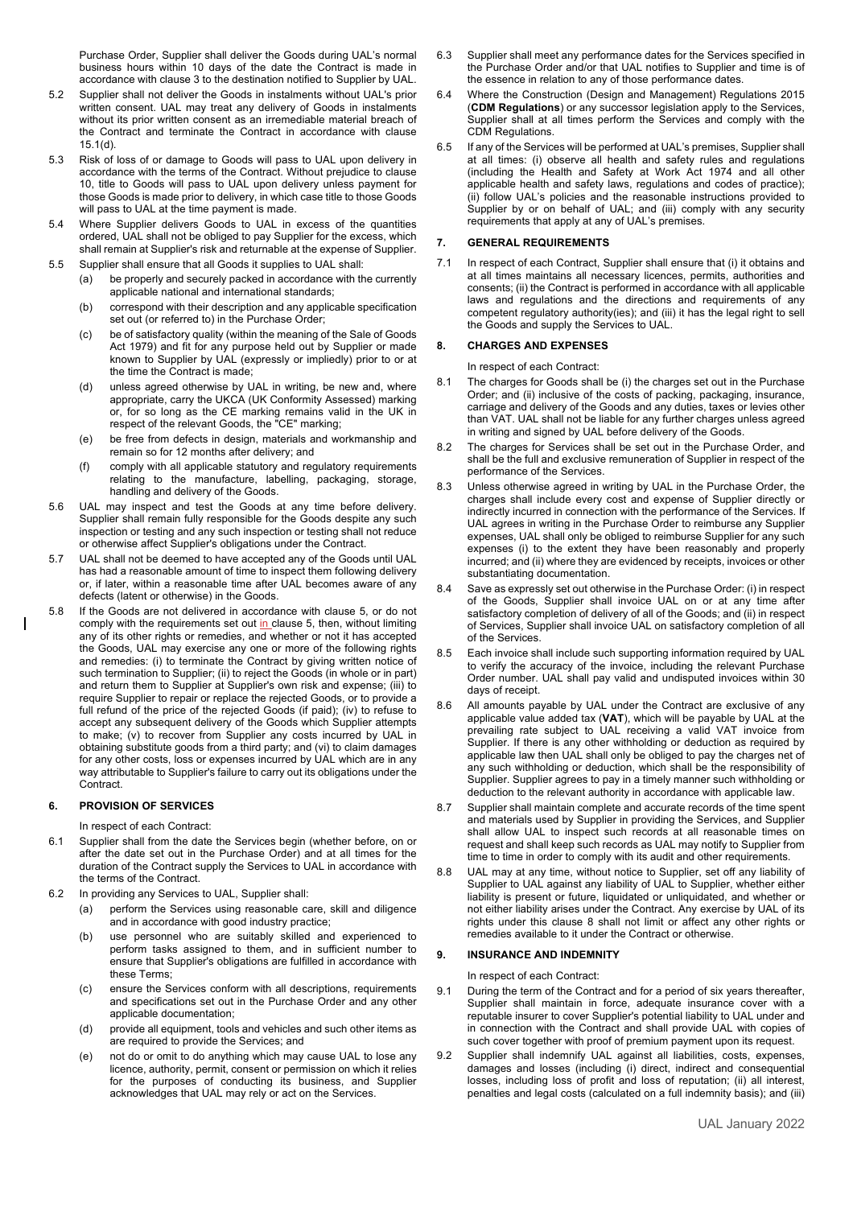Purchase Order, Supplier shall deliver the Goods during UAL's normal business hours within 10 days of the date the Contract is made in accordance with clause 3 to the destination notified to Supplier by UAL.

5.2 Supplier shall not deliver the Goods in instalments without UAL's prior written consent. UAL may treat any delivery of Goods in instalments without its prior written consent as an irremediable material breach of the Contract and terminate the Contract in accordance with clause 15.1(d).

5.3 Risk of loss of or damage to Goods will pass to UAL upon delivery in accordance with the terms of the Contract. Without prejudice to clause 10, title to Goods will pass to UAL upon delivery unless payment for those Goods is made prior to delivery, in which case title to those Goods will pass to UAL at the time payment is made.

5.4 Where Supplier delivers Goods to UAL in excess of the quantities ordered, UAL shall not be obliged to pay Supplier for the excess, which shall remain at Supplier's risk and returnable at the expense of Supplier.

5.5 Supplier shall ensure that all Goods it supplies to UAL shall:

(a) be properly and securely packed in accordance with the currently applicable national and international standards;

(b) correspond with their description and any applicable specification set out (or referred to) in the Purchase Order;

(c) be of satisfactory quality (within the meaning of the Sale of Goods Act 1979) and fit for any purpose held out by Supplier or made known to Supplier by UAL (expressly or impliedly) prior to or at the time the Contract is made;

(d) unless agreed otherwise by UAL in writing, be new and, where appropriate, carry the UKCA (UK Conformity Assessed) marking or, for so long as the CE marking remains valid in the UK in respect of the relevant Goods, the "CE" marking;

(e) be free from defects in design, materials and workmanship and remain so for 12 months after delivery; and

(f) comply with all applicable statutory and regulatory requirements relating to the manufacture, labelling, packaging, storage, handling and delivery of the Goods.

5.6 UAL may inspect and test the Goods at any time before delivery. Supplier shall remain fully responsible for the Goods despite any such inspection or testing and any such inspection or testing shall not reduce or otherwise affect Supplier's obligations under the Contract.

5.7 UAL shall not be deemed to have accepted any of the Goods until UAL has had a reasonable amount of time to inspect them following delivery or, if later, within a reasonable time after UAL becomes aware of any defects (latent or otherwise) in the Goods.

5.8 If the Goods are not delivered in accordance with clause 5, or do not comply with the requirements set out in clause 5, then, without limiting any of its other rights or remedies, and whether or not it has accepted the Goods, UAL may exercise any one or more of the following rights and remedies: (i) to terminate the Contract by giving written notice of such termination to Supplier; (ii) to reject the Goods (in whole or in part) and return them to Supplier at Supplier's own risk and expense; (iii) to require Supplier to repair or replace the rejected Goods, or to provide a full refund of the price of the rejected Goods (if paid); (iv) to refuse to accept any subsequent delivery of the Goods which Supplier attempts to make; (v) to recover from Supplier any costs incurred by UAL in obtaining substitute goods from a third party; and (vi) to claim damages for any other costs, loss or expenses incurred by UAL which are in any way attributable to Supplier's failure to carry out its obligations under the Contract.

## 6. PROVISION OF SERVICES

In respect of each Contract:

6.1 Supplier shall from the date the Services begin (whether before, on or after the date set out in the Purchase Order) and at all times for the duration of the Contract supply the Services to UAL in accordance with the terms of the Contract.

6.2 In providing any Services to UAL, Supplier shall:

(a) perform the Services using reasonable care, skill and diligence and in accordance with good industry practice;

(b) use personnel who are suitably skilled and experienced to perform tasks assigned to them, and in sufficient number to ensure that Supplier's obligations are fulfilled in accordance with these Terms;

(c) ensure the Services conform with all descriptions, requirements and specifications set out in the Purchase Order and any other applicable documentation;

(d) provide all equipment, tools and vehicles and such other items as are required to provide the Services; and

(e) not do or omit to do anything which may cause UAL to lose any licence, authority, permit, consent or permission on which it relies for the purposes of conducting its business, and Supplier acknowledges that UAL may rely or act on the Services.

6.3 Supplier shall meet any performance dates for the Services specified in the Purchase Order and/or that UAL notifies to Supplier and time is of the essence in relation to any of those performance dates.

6.4 Where the Construction (Design and Management) Regulations 2015 (**CDM Regulations**) or any successor legislation apply to the Services, Supplier shall at all times perform the Services and comply with the CDM Regulations.

6.5 If any of the Services will be performed at UAL's premises, Supplier shall at all times: (i) observe all health and safety rules and regulations (including the Health and Safety at Work Act 1974 and all other applicable health and safety laws, regulations and codes of practice); (ii) follow UAL's policies and the reasonable instructions provided to Supplier by or on behalf of UAL; and (iii) comply with any security requirements that apply at any of UAL's premises.

## 7. GENERAL REQUIREMENTS

7.1 In respect of each Contract, Supplier shall ensure that (i) it obtains and at all times maintains all necessary licences, permits, authorities and consents; (ii) the Contract is performed in accordance with all applicable laws and regulations and the directions and requirements of any competent regulatory authority(ies); and (iii) it has the legal right to sell the Goods and supply the Services to UAL.

## 8. CHARGES AND EXPENSES

In respect of each Contract:

8.1 The charges for Goods shall be (i) the charges set out in the Purchase Order; and (ii) inclusive of the costs of packing, packaging, insurance, carriage and delivery of the Goods and any duties, taxes or levies other than VAT. UAL shall not be liable for any further charges unless agreed in writing and signed by UAL before delivery of the Goods.

8.2 The charges for Services shall be set out in the Purchase Order, and shall be the full and exclusive remuneration of Supplier in respect of the performance of the Services.

8.3 Unless otherwise agreed in writing by UAL in the Purchase Order, the charges shall include every cost and expense of Supplier directly or indirectly incurred in connection with the performance of the Services. If UAL agrees in writing in the Purchase Order to reimburse any Supplier expenses, UAL shall only be obliged to reimburse Supplier for any such expenses (i) to the extent they have been reasonably and properly incurred; and (ii) where they are evidenced by receipts, invoices or other substantiating documentation.

8.4 Save as expressly set out otherwise in the Purchase Order: (i) in respect of the Goods, Supplier shall invoice UAL on or at any time after satisfactory completion of delivery of all of the Goods; and (ii) in respect of Services, Supplier shall invoice UAL on satisfactory completion of all of the Services.

8.5 Each invoice shall include such supporting information required by UAL to verify the accuracy of the invoice, including the relevant Purchase Order number. UAL shall pay valid and undisputed invoices within 30 days of receipt.

8.6 All amounts payable by UAL under the Contract are exclusive of any applicable value added tax (**VAT**), which will be payable by UAL at the prevailing rate subject to UAL receiving a valid VAT invoice from Supplier. If there is any other withholding or deduction as required by applicable law then UAL shall only be obliged to pay the charges net of any such withholding or deduction, which shall be the responsibility of Supplier. Supplier agrees to pay in a timely manner such withholding or deduction to the relevant authority in accordance with applicable law.

8.7 Supplier shall maintain complete and accurate records of the time spent and materials used by Supplier in providing the Services, and Supplier shall allow UAL to inspect such records at all reasonable times on request and shall keep such records as UAL may notify to Supplier from time to time in order to comply with its audit and other requirements.

8.8 UAL may at any time, without notice to Supplier, set off any liability of Supplier to UAL against any liability of UAL to Supplier, whether either liability is present or future, liquidated or unliquidated, and whether or not either liability arises under the Contract. Any exercise by UAL of its rights under this clause 8 shall not limit or affect any other rights or remedies available to it under the Contract or otherwise.

## 9. INSURANCE AND INDEMNITY

In respect of each Contract:

9.1 During the term of the Contract and for a period of six years thereafter, Supplier shall maintain in force, adequate insurance cover with a reputable insurer to cover Supplier's potential liability to UAL under and in connection with the Contract and shall provide UAL with copies of such cover together with proof of premium payment upon its request.

9.2 Supplier shall indemnify UAL against all liabilities, costs, expenses, damages and losses (including (i) direct, indirect and consequential losses, including loss of profit and loss of reputation; (ii) all interest, penalties and legal costs (calculated on a full indemnity basis); and (iii)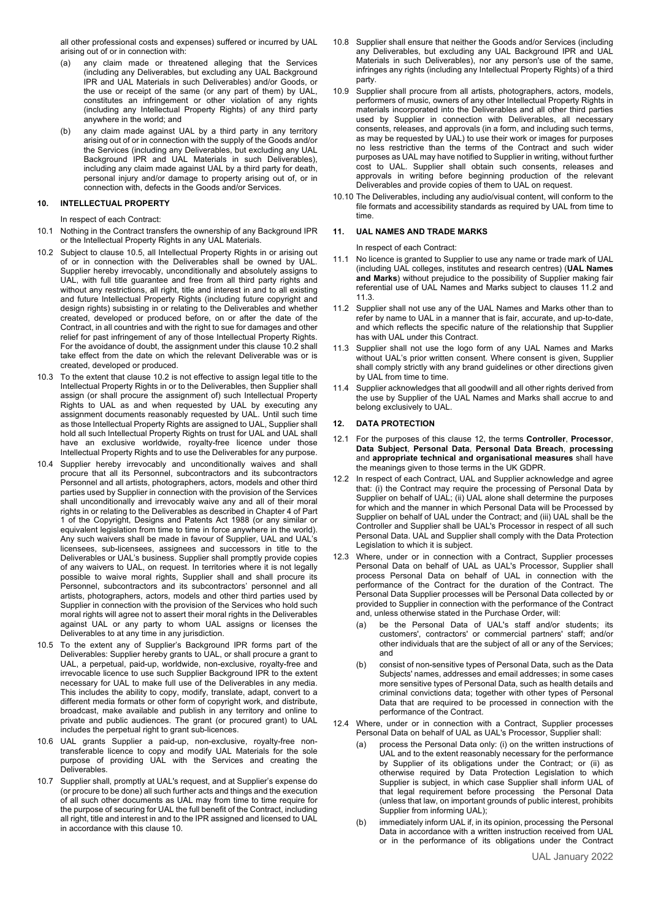all other professional costs and expenses) suffered or incurred by UAL arising out of or in connection with:

(a) any claim made or threatened alleging that the Services (including any Deliverables, but excluding any UAL Background IPR and UAL Materials in such Deliverables) and/or Goods, or the use or receipt of the same (or any part of them) by UAL, constitutes an infringement or other violation of any rights (including any Intellectual Property Rights) of any third party anywhere in the world; and

(b) any claim made against UAL by a third party in any territory arising out of or in connection with the supply of the Goods and/or the Services (including any Deliverables, but excluding any UAL Background IPR and UAL Materials in such Deliverables), including any claim made against UAL by a third party for death, personal injury and/or damage to property arising out of, or in connection with, defects in the Goods and/or Services.

## 10. INTELLECTUAL PROPERTY

In respect of each Contract:

10.1 Nothing in the Contract transfers the ownership of any Background IPR or the Intellectual Property Rights in any UAL Materials.

10.2 Subject to clause 10.5, all Intellectual Property Rights in or arising out of or in connection with the Deliverables shall be owned by UAL. Supplier hereby irrevocably, unconditionally and absolutely assigns to UAL, with full title guarantee and free from all third party rights and without any restrictions, all right, title and interest in and to all existing and future Intellectual Property Rights (including future copyright and design rights) subsisting in or relating to the Deliverables and whether created, developed or produced before, on or after the date of the Contract, in all countries and with the right to sue for damages and other relief for past infringement of any of those Intellectual Property Rights. For the avoidance of doubt, the assignment under this clause 10.2 shall take effect from the date on which the relevant Deliverable was or is created, developed or produced.

10.3 To the extent that clause 10.2 is not effective to assign legal title to the Intellectual Property Rights in or to the Deliverables, then Supplier shall assign (or shall procure the assignment of) such Intellectual Property Rights to UAL as and when requested by UAL by executing any assignment documents reasonably requested by UAL. Until such time as those Intellectual Property Rights are assigned to UAL, Supplier shall hold all such Intellectual Property Rights on trust for UAL and UAL shall have an exclusive worldwide, royalty-free licence under those Intellectual Property Rights and to use the Deliverables for any purpose.

10.4 Supplier hereby irrevocably and unconditionally waives and shall procure that all its Personnel, subcontractors and its subcontractors Personnel and all artists, photographers, actors, models and other third parties used by Supplier in connection with the provision of the Services shall unconditionally and irrevocably waive any and all of their moral rights in or relating to the Deliverables as described in Chapter 4 of Part 1 of the Copyright, Designs and Patents Act 1988 (or any similar or equivalent legislation from time to time in force anywhere in the world). Any such waivers shall be made in favour of Supplier, UAL and UAL's licensees, sub-licensees, assignees and successors in title to the Deliverables or UAL's business. Supplier shall promptly provide copies of any waivers to UAL, on request. In territories where it is not legally possible to waive moral rights, Supplier shall and shall procure its Personnel, subcontractors and its subcontractors' personnel and all artists, photographers, actors, models and other third parties used by Supplier in connection with the provision of the Services who hold such moral rights will agree not to assert their moral rights in the Deliverables against UAL or any party to whom UAL assigns or licenses the Deliverables to at any time in any jurisdiction.

10.5 To the extent any of Supplier's Background IPR forms part of the Deliverables: Supplier hereby grants to UAL, or shall procure a grant to UAL, a perpetual, paid-up, worldwide, non-exclusive, royalty-free and irrevocable licence to use such Supplier Background IPR to the extent necessary for UAL to make full use of the Deliverables in any media. This includes the ability to copy, modify, translate, adapt, convert to a different media formats or other form of copyright work, and distribute, broadcast, make available and publish in any territory and online to private and public audiences. The grant (or procured grant) to UAL includes the perpetual right to grant sub-licences.

10.6 UAL grants Supplier a paid-up, non-exclusive, royalty-free non-transferable licence to copy and modify UAL Materials for the sole purpose of providing UAL with the Services and creating the Deliverables.

10.7 Supplier shall, promptly at UAL's request, and at Supplier's expense do (or procure to be done) all such further acts and things and the execution of all such other documents as UAL may from time to time require for the purpose of securing for UAL the full benefit of the Contract, including all right, title and interest in and to the IPR assigned and licensed to UAL in accordance with this clause 10.

10.8 Supplier shall ensure that neither the Goods and/or Services (including any Deliverables, but excluding any UAL Background IPR and UAL Materials in such Deliverables), nor any person's use of the same, infringes any rights (including any Intellectual Property Rights) of a third party.

10.9 Supplier shall procure from all artists, photographers, actors, models, performers of music, owners of any other Intellectual Property Rights in materials incorporated into the Deliverables and all other third parties used by Supplier in connection with Deliverables, all necessary consents, releases, and approvals (in a form, and including such terms, as may be requested by UAL) to use their work or images for purposes no less restrictive than the terms of the Contract and such wider purposes as UAL may have notified to Supplier in writing, without further cost to UAL. Supplier shall obtain such consents, releases and approvals in writing before beginning production of the relevant Deliverables and provide copies of them to UAL on request.

10.10 The Deliverables, including any audio/visual content, will conform to the file formats and accessibility standards as required by UAL from time to time.

## 11. UAL NAMES AND TRADE MARKS

In respect of each Contract:

11.1 No licence is granted to Supplier to use any name or trade mark of UAL (including UAL colleges, institutes and research centres) (**UAL Names and Marks**) without prejudice to the possibility of Supplier making fair referential use of UAL Names and Marks subject to clauses 11.2 and 11.3.

11.2 Supplier shall not use any of the UAL Names and Marks other than to refer by name to UAL in a manner that is fair, accurate, and up-to-date, and which reflects the specific nature of the relationship that Supplier has with UAL under this Contract.

11.3 Supplier shall not use the logo form of any UAL Names and Marks without UAL's prior written consent. Where consent is given, Supplier shall comply strictly with any brand guidelines or other directions given by UAL from time to time.

11.4 Supplier acknowledges that all goodwill and all other rights derived from the use by Supplier of the UAL Names and Marks shall accrue to and belong exclusively to UAL.

## 12. DATA PROTECTION

12.1 For the purposes of this clause 12, the terms **Controller**, **Processor**, **Data Subject**, **Personal Data**, **Personal Data Breach**, **processing** and **appropriate technical and organisational measures** shall have the meanings given to those terms in the UK GDPR.

12.2 In respect of each Contract, UAL and Supplier acknowledge and agree that: (i) the Contract may require the processing of Personal Data by Supplier on behalf of UAL; (ii) UAL alone shall determine the purposes for which and the manner in which Personal Data will be Processed by Supplier on behalf of UAL under the Contract; and (iii) UAL shall be the Controller and Supplier shall be UAL's Processor in respect of all such Personal Data. UAL and Supplier shall comply with the Data Protection Legislation to which it is subject.

12.3 Where, under or in connection with a Contract, Supplier processes Personal Data on behalf of UAL as UAL's Processor, Supplier shall process Personal Data on behalf of UAL in connection with the performance of the Contract for the duration of the Contract. The Personal Data Supplier processes will be Personal Data collected by or provided to Supplier in connection with the performance of the Contract and, unless otherwise stated in the Purchase Order, will:

(a) be the Personal Data of UAL's staff and/or students; its customers', contractors' or commercial partners' staff; and/or other individuals that are the subject of all or any of the Services; and

(b) consist of non-sensitive types of Personal Data, such as the Data Subjects' names, addresses and email addresses; in some cases more sensitive types of Personal Data, such as health details and criminal convictions data; together with other types of Personal Data that are required to be processed in connection with the performance of the Contract.

12.4 Where, under or in connection with a Contract, Supplier processes Personal Data on behalf of UAL as UAL's Processor, Supplier shall:

(a) process the Personal Data only: (i) on the written instructions of UAL and to the extent reasonably necessary for the performance by Supplier of its obligations under the Contract; or (ii) as otherwise required by Data Protection Legislation to which Supplier is subject, in which case Supplier shall inform UAL of that legal requirement before processing the Personal Data (unless that law, on important grounds of public interest, prohibits Supplier from informing UAL);

(b) immediately inform UAL if, in its opinion, processing the Personal Data in accordance with a written instruction received from UAL or in the performance of its obligations under the Contract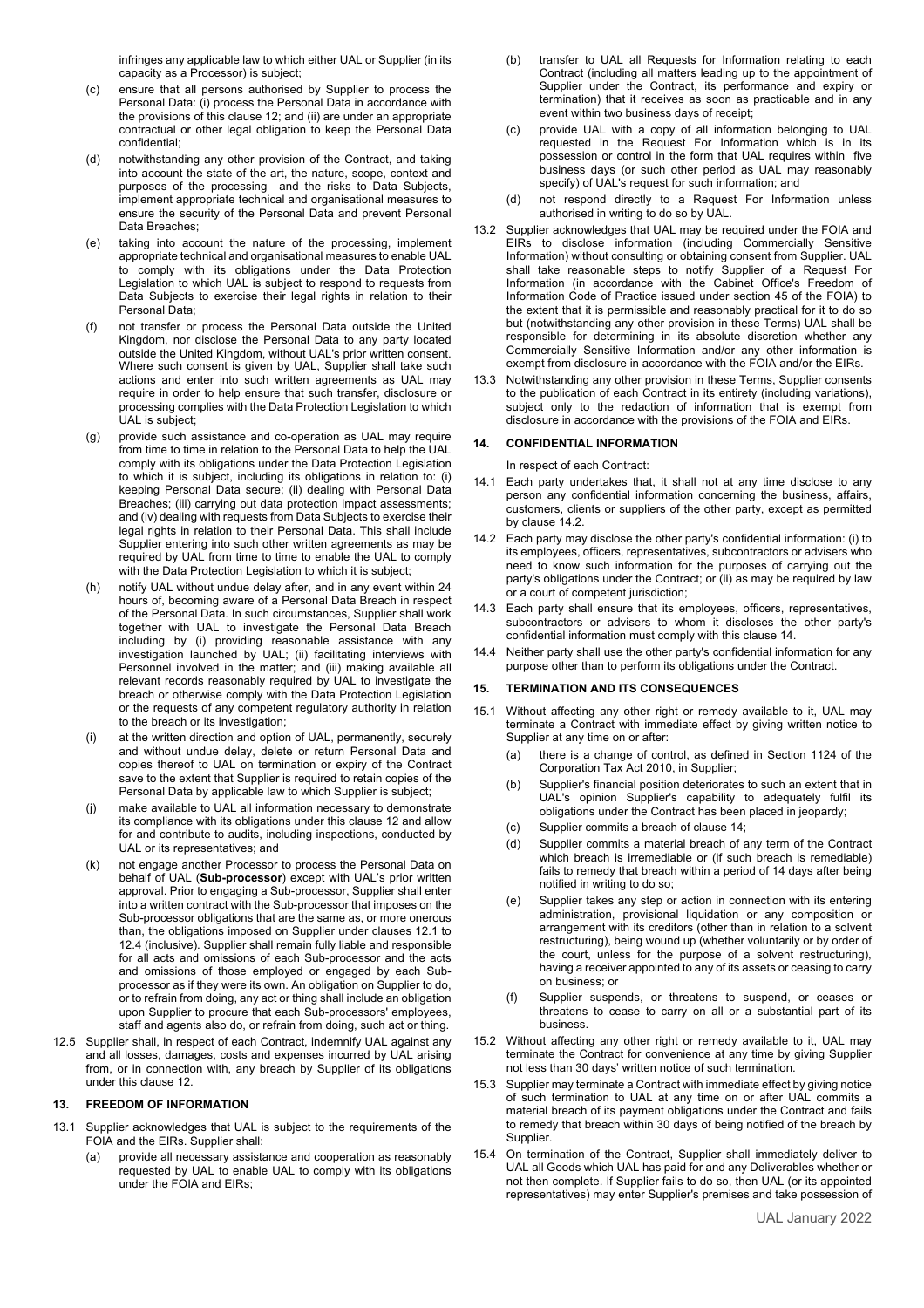infringes any applicable law to which either UAL or Supplier (in its capacity as a Processor) is subject;

(c) ensure that all persons authorised by Supplier to process the Personal Data: (i) process the Personal Data in accordance with the provisions of this clause 12; and (ii) are under an appropriate contractual or other legal obligation to keep the Personal Data confidential;

(d) notwithstanding any other provision of the Contract, and taking into account the state of the art, the nature, scope, context and purposes of the processing and the risks to Data Subjects, implement appropriate technical and organisational measures to ensure the security of the Personal Data and prevent Personal Data Breaches;

(e) taking into account the nature of the processing, implement appropriate technical and organisational measures to enable UAL to comply with its obligations under the Data Protection Legislation to which UAL is subject to respond to requests from Data Subjects to exercise their legal rights in relation to their Personal Data;

(f) not transfer or process the Personal Data outside the United Kingdom, nor disclose the Personal Data to any party located outside the United Kingdom, without UAL's prior written consent. Where such consent is given by UAL, Supplier shall take such actions and enter into such written agreements as UAL may require in order to help ensure that such transfer, disclosure or processing complies with the Data Protection Legislation to which UAL is subject;

(g) provide such assistance and co-operation as UAL may require from time to time in relation to the Personal Data to help the UAL comply with its obligations under the Data Protection Legislation to which it is subject, including its obligations in relation to: (i) keeping Personal Data secure; (ii) dealing with Personal Data Breaches; (iii) carrying out data protection impact assessments; and (iv) dealing with requests from Data Subjects to exercise their legal rights in relation to their Personal Data. This shall include Supplier entering into such other written agreements as may be required by UAL from time to time to enable the UAL to comply with the Data Protection Legislation to which it is subject;

(h) notify UAL without undue delay after, and in any event within 24 hours of, becoming aware of a Personal Data Breach in respect of the Personal Data. In such circumstances, Supplier shall work together with UAL to investigate the Personal Data Breach including by (i) providing reasonable assistance with any investigation launched by UAL; (ii) facilitating interviews with Personnel involved in the matter; and (iii) making available all relevant records reasonably required by UAL to investigate the breach or otherwise comply with the Data Protection Legislation or the requests of any competent regulatory authority in relation to the breach or its investigation;

(i) at the written direction and option of UAL, permanently, securely and without undue delay, delete or return Personal Data and copies thereof to UAL on termination or expiry of the Contract save to the extent that Supplier is required to retain copies of the Personal Data by applicable law to which Supplier is subject;

(j) make available to UAL all information necessary to demonstrate its compliance with its obligations under this clause 12 and allow for and contribute to audits, including inspections, conducted by UAL or its representatives; and

(k) not engage another Processor to process the Personal Data on behalf of UAL (**Sub-processor**) except with UAL's prior written approval. Prior to engaging a Sub-processor, Supplier shall enter into a written contract with the Sub-processor that imposes on the Sub-processor obligations that are the same as, or more onerous than, the obligations imposed on Supplier under clauses 12.1 to 12.4 (inclusive). Supplier shall remain fully liable and responsible for all acts and omissions of each Sub-processor and the acts and omissions of those employed or engaged by each Sub-processor as if they were its own. An obligation on Supplier to do, or to refrain from doing, any act or thing shall include an obligation upon Supplier to procure that each Sub-processors' employees, staff and agents also do, or refrain from doing, such act or thing.

12.5 Supplier shall, in respect of each Contract, indemnify UAL against any and all losses, damages, costs and expenses incurred by UAL arising from, or in connection with, any breach by Supplier of its obligations under this clause 12.

## 13. FREEDOM OF INFORMATION

13.1 Supplier acknowledges that UAL is subject to the requirements of the FOIA and the EIRs. Supplier shall:

(a) provide all necessary assistance and cooperation as reasonably requested by UAL to enable UAL to comply with its obligations under the FOIA and EIRs;

(b) transfer to UAL all Requests for Information relating to each Contract (including all matters leading up to the appointment of Supplier under the Contract, its performance and expiry or termination) that it receives as soon as practicable and in any event within two business days of receipt;

(c) provide UAL with a copy of all information belonging to UAL requested in the Request For Information which is in its possession or control in the form that UAL requires within five business days (or such other period as UAL may reasonably specify) of UAL's request for such information; and

(d) not respond directly to a Request For Information unless authorised in writing to do so by UAL.

13.2 Supplier acknowledges that UAL may be required under the FOIA and EIRs to disclose information (including Commercially Sensitive Information) without consulting or obtaining consent from Supplier. UAL shall take reasonable steps to notify Supplier of a Request For Information (in accordance with the Cabinet Office's Freedom of Information Code of Practice issued under section 45 of the FOIA) to the extent that it is permissible and reasonably practical for it to do so but (notwithstanding any other provision in these Terms) UAL shall be responsible for determining in its absolute discretion whether any Commercially Sensitive Information and/or any other information is exempt from disclosure in accordance with the FOIA and/or the EIRs.

13.3 Notwithstanding any other provision in these Terms, Supplier consents to the publication of each Contract in its entirety (including variations), subject only to the redaction of information that is exempt from disclosure in accordance with the provisions of the FOIA and EIRs.

## 14. CONFIDENTIAL INFORMATION

In respect of each Contract:

14.1 Each party undertakes that, it shall not at any time disclose to any person any confidential information concerning the business, affairs, customers, clients or suppliers of the other party, except as permitted by clause 14.2.

14.2 Each party may disclose the other party's confidential information: (i) to its employees, officers, representatives, subcontractors or advisers who need to know such information for the purposes of carrying out the party's obligations under the Contract; or (ii) as may be required by law or a court of competent jurisdiction;

14.3 Each party shall ensure that its employees, officers, representatives, subcontractors or advisers to whom it discloses the other party's confidential information must comply with this clause 14.

14.4 Neither party shall use the other party's confidential information for any purpose other than to perform its obligations under the Contract.

## 15. TERMINATION AND ITS CONSEQUENCES

15.1 Without affecting any other right or remedy available to it, UAL may terminate a Contract with immediate effect by giving written notice to Supplier at any time on or after:

(a) there is a change of control, as defined in Section 1124 of the Corporation Tax Act 2010, in Supplier;

(b) Supplier's financial position deteriorates to such an extent that in UAL's opinion Supplier's capability to adequately fulfil its obligations under the Contract has been placed in jeopardy;

(c) Supplier commits a breach of clause 14;

(d) Supplier commits a material breach of any term of the Contract which breach is irremediable or (if such breach is remediable) fails to remedy that breach within a period of 14 days after being notified in writing to do so;

(e) Supplier takes any step or action in connection with its entering administration, provisional liquidation or any composition or arrangement with its creditors (other than in relation to a solvent restructuring), being wound up (whether voluntarily or by order of the court, unless for the purpose of a solvent restructuring), having a receiver appointed to any of its assets or ceasing to carry on business; or

(f) Supplier suspends, or threatens to suspend, or ceases or threatens to cease to carry on all or a substantial part of its business.

15.2 Without affecting any other right or remedy available to it, UAL may terminate the Contract for convenience at any time by giving Supplier not less than 30 days' written notice of such termination.

15.3 Supplier may terminate a Contract with immediate effect by giving notice of such termination to UAL at any time on or after UAL commits a material breach of its payment obligations under the Contract and fails to remedy that breach within 30 days of being notified of the breach by Supplier.

15.4 On termination of the Contract, Supplier shall immediately deliver to UAL all Goods which UAL has paid for and any Deliverables whether or not then complete. If Supplier fails to do so, then UAL (or its appointed representatives) may enter Supplier's premises and take possession of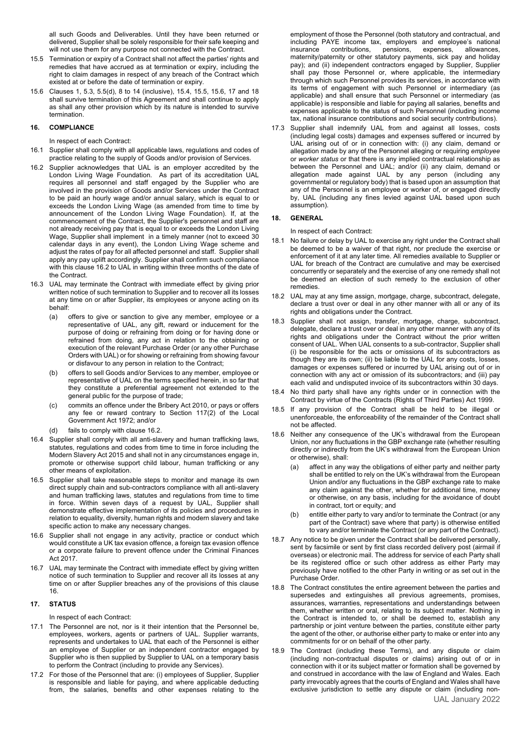all such Goods and Deliverables. Until they have been returned or delivered, Supplier shall be solely responsible for their safe keeping and will not use them for any purpose not connected with the Contract.

15.5 Termination or expiry of a Contract shall not affect the parties' rights and remedies that have accrued as at termination or expiry, including the right to claim damages in respect of any breach of the Contract which existed at or before the date of termination or expiry.

15.6 Clauses 1, 5.3, 5.5(d), 8 to 14 (inclusive), 15.4, 15.5, 15.6, 17 and 18 shall survive termination of this Agreement and shall continue to apply as shall any other provision which by its nature is intended to survive termination.

## 16. COMPLIANCE

In respect of each Contract:

16.1 Supplier shall comply with all applicable laws, regulations and codes of practice relating to the supply of Goods and/or provision of Services.

16.2 Supplier acknowledges that UAL is an employer accredited by the London Living Wage Foundation. As part of its accreditation UAL requires all personnel and staff engaged by the Supplier who are involved in the provision of Goods and/or Services under the Contract to be paid an hourly wage and/or annual salary, which is equal to or exceeds the London Living Wage (as amended from time to time by announcement of the London Living Wage Foundation). If, at the commencement of the Contract, the Supplier's personnel and staff are not already receiving pay that is equal to or exceeds the London Living Wage, Supplier shall implement in a timely manner (not to exceed 30 calendar days in any event), the London Living Wage scheme and adjust the rates of pay for all affected personnel and staff. Supplier shall apply any pay uplift accordingly. Supplier shall confirm such compliance with this clause 16.2 to UAL in writing within three months of the date of the Contract.

16.3 UAL may terminate the Contract with immediate effect by giving prior written notice of such termination to Supplier and to recover all its losses at any time on or after Supplier, its employees or anyone acting on its behalf:

(a) offers to give or sanction to give any member, employee or a representative of UAL, any gift, reward or inducement for the purpose of doing or refraining from doing or for having done or refrained from doing, any act in relation to the obtaining or execution of the relevant Purchase Order (or any other Purchase Orders with UAL) or for showing or refraining from showing favour or disfavour to any person in relation to the Contract;

(b) offers to sell Goods and/or Services to any member, employee or representative of UAL on the terms specified herein, in so far that they constitute a preferential agreement not extended to the general public for the purpose of trade;

(c) commits an offence under the Bribery Act 2010, or pays or offers any fee or reward contrary to Section 117(2) of the Local Government Act 1972; and/or

(d) fails to comply with clause 16.2.

16.4 Supplier shall comply with all anti-slavery and human trafficking laws, statutes, regulations and codes from time to time in force including the Modern Slavery Act 2015 and shall not in any circumstances engage in, promote or otherwise support child labour, human trafficking or any other means of exploitation.

16.5 Supplier shall take reasonable steps to monitor and manage its own direct supply chain and sub-contractors compliance with all anti-slavery and human trafficking laws, statutes and regulations from time to time in force. Within seven days of a request by UAL, Supplier shall demonstrate effective implementation of its policies and procedures in relation to equality, diversity, human rights and modern slavery and take specific action to make any necessary changes.

16.6 Supplier shall not engage in any activity, practice or conduct which would constitute a UK tax evasion offence, a foreign tax evasion offence or a corporate failure to prevent offence under the Criminal Finances Act 2017.

16.7 UAL may terminate the Contract with immediate effect by giving written notice of such termination to Supplier and recover all its losses at any time on or after Supplier breaches any of the provisions of this clause 16.

## 17. STATUS

In respect of each Contract:

17.1 The Personnel are not, nor is it their intention that the Personnel be, employees, workers, agents or partners of UAL. Supplier warrants, represents and undertakes to UAL that each of the Personnel is either an employee of Supplier or an independent contractor engaged by Supplier who is then supplied by Supplier to UAL on a temporary basis to perform the Contract (including to provide any Services).

17.2 For those of the Personnel that are: (i) employees of Supplier, Supplier is responsible and liable for paying, and where applicable deducting from, the salaries, benefits and other expenses relating to the employment of those the Personnel (both statutory and contractual, and including PAYE income tax, employers and employee's national insurance contributions, pensions, expenses, allowances, maternity/paternity or other statutory payments, sick pay and holiday pay); and (ii) independent contractors engaged by Supplier, Supplier shall pay those Personnel or, where applicable, the intermediary through which such Personnel provides its services, in accordance with its terms of engagement with such Personnel or intermediary (as applicable) and shall ensure that such Personnel or intermediary (as applicable) is responsible and liable for paying all salaries, benefits and expenses applicable to the status of such Personnel (including income tax, national insurance contributions and social security contributions).

17.3 Supplier shall indemnify UAL from and against all losses, costs (including legal costs) damages and expenses suffered or incurred by UAL arising out of or in connection with: (i) any claim, demand or allegation made by any of the Personnel alleging or requiring *employee* or *worker status* or that there is any implied contractual relationship as between the Personnel and UAL; and/or (ii) any claim, demand or allegation made against UAL by any person (including any governmental or regulatory body) that is based upon an assumption that any of the Personnel is an employee or worker of, or engaged directly by, UAL (including any fines levied against UAL based upon such assumption).

## 18. GENERAL

In respect of each Contract:

18.1 No failure or delay by UAL to exercise any right under the Contract shall be deemed to be a waiver of that right, nor preclude the exercise or enforcement of it at any later time. All remedies available to Supplier or UAL for breach of the Contract are cumulative and may be exercised concurrently or separately and the exercise of any one remedy shall not be deemed an election of such remedy to the exclusion of other remedies.

18.2 UAL may at any time assign, mortgage, charge, subcontract, delegate, declare a trust over or deal in any other manner with all or any of its rights and obligations under the Contract.

18.3 Supplier shall not assign, transfer, mortgage, charge, subcontract, delegate, declare a trust over or deal in any other manner with any of its rights and obligations under the Contract without the prior written consent of UAL. When UAL consents to a sub-contractor, Supplier shall (i) be responsible for the acts or omissions of its subcontractors as though they are its own; (ii) be liable to the UAL for any costs, losses, damages or expenses suffered or incurred by UAL arising out of or in connection with any act or omission of its subcontractors; and (iii) pay each valid and undisputed invoice of its subcontractors within 30 days.

18.4 No third party shall have any rights under or in connection with the Contract by virtue of the Contracts (Rights of Third Parties) Act 1999.

18.5 If any provision of the Contract shall be held to be illegal or unenforceable, the enforceability of the remainder of the Contract shall not be affected.

18.6 Neither any consequence of the UK's withdrawal from the European Union, nor any fluctuations in the GBP exchange rate (whether resulting directly or indirectly from the UK's withdrawal from the European Union or otherwise), shall:

(a) affect in any way the obligations of either party and neither party shall be entitled to rely on the UK's withdrawal from the European Union and/or any fluctuations in the GBP exchange rate to make any claim against the other, whether for additional time, money or otherwise, on any basis, including for the avoidance of doubt in contract, tort or equity; and

(b) entitle either party to vary and/or to terminate the Contract (or any part of the Contract) save where that party) is otherwise entitled to vary and/or terminate the Contract (or any part of the Contract).

18.7 Any notice to be given under the Contract shall be delivered personally, sent by facsimile or sent by first class recorded delivery post (airmail if overseas) or electronic mail. The address for service of each Party shall be its registered office or such other address as either Party may previously have notified to the other Party in writing or as set out in the Purchase Order.

18.8 The Contract constitutes the entire agreement between the parties and supersedes and extinguishes all previous agreements, promises, assurances, warranties, representations and understandings between them, whether written or oral, relating to its subject matter. Nothing in the Contract is intended to, or shall be deemed to, establish any partnership or joint venture between the parties, constitute either party the agent of the other, or authorise either party to make or enter into any commitments for or on behalf of the other party.

18.9 The Contract (including these Terms), and any dispute or claim (including non-contractual disputes or claims) arising out of or in connection with it or its subject matter or formation shall be governed by and construed in accordance with the law of England and Wales. Each party irrevocably agrees that the courts of England and Wales shall have exclusive jurisdiction to settle any dispute or claim (including non-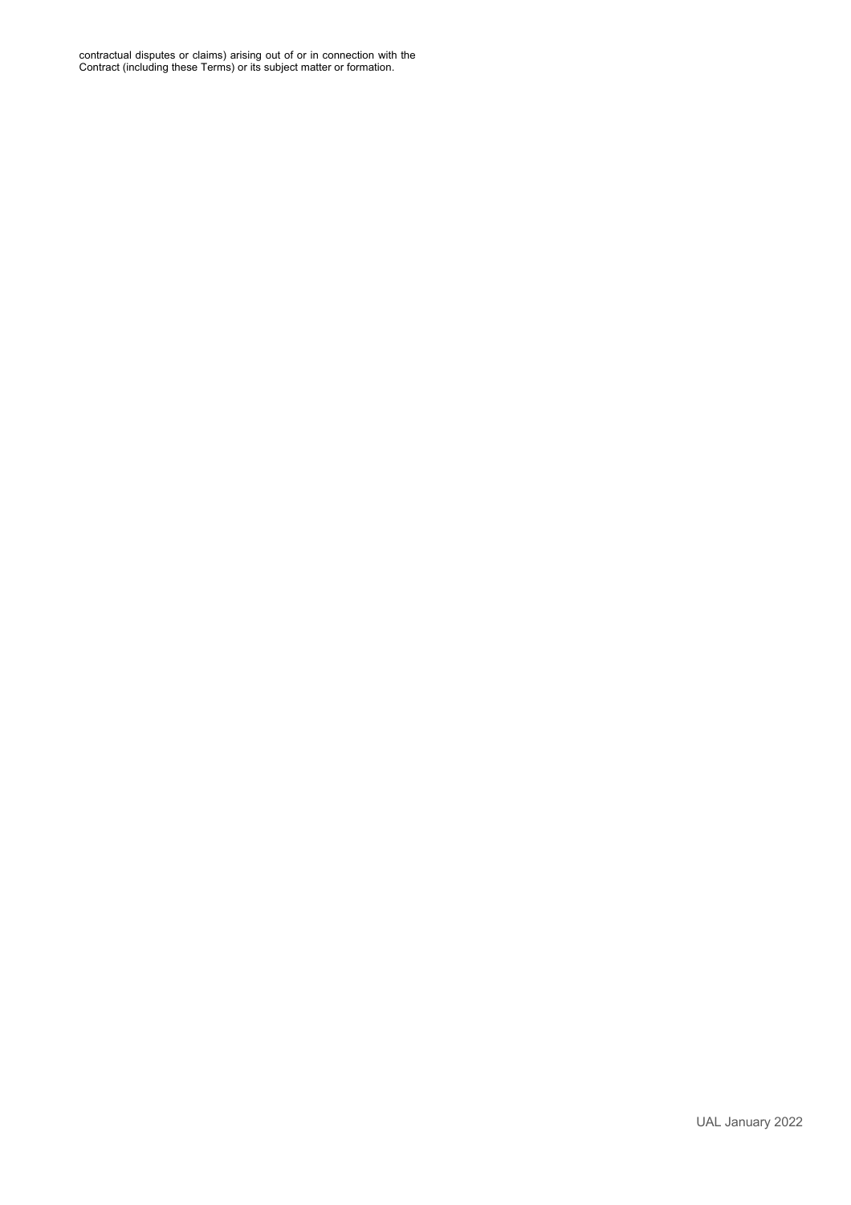contractual disputes or claims) arising out of or in connection with the Contract (including these Terms) or its subject matter or formation.